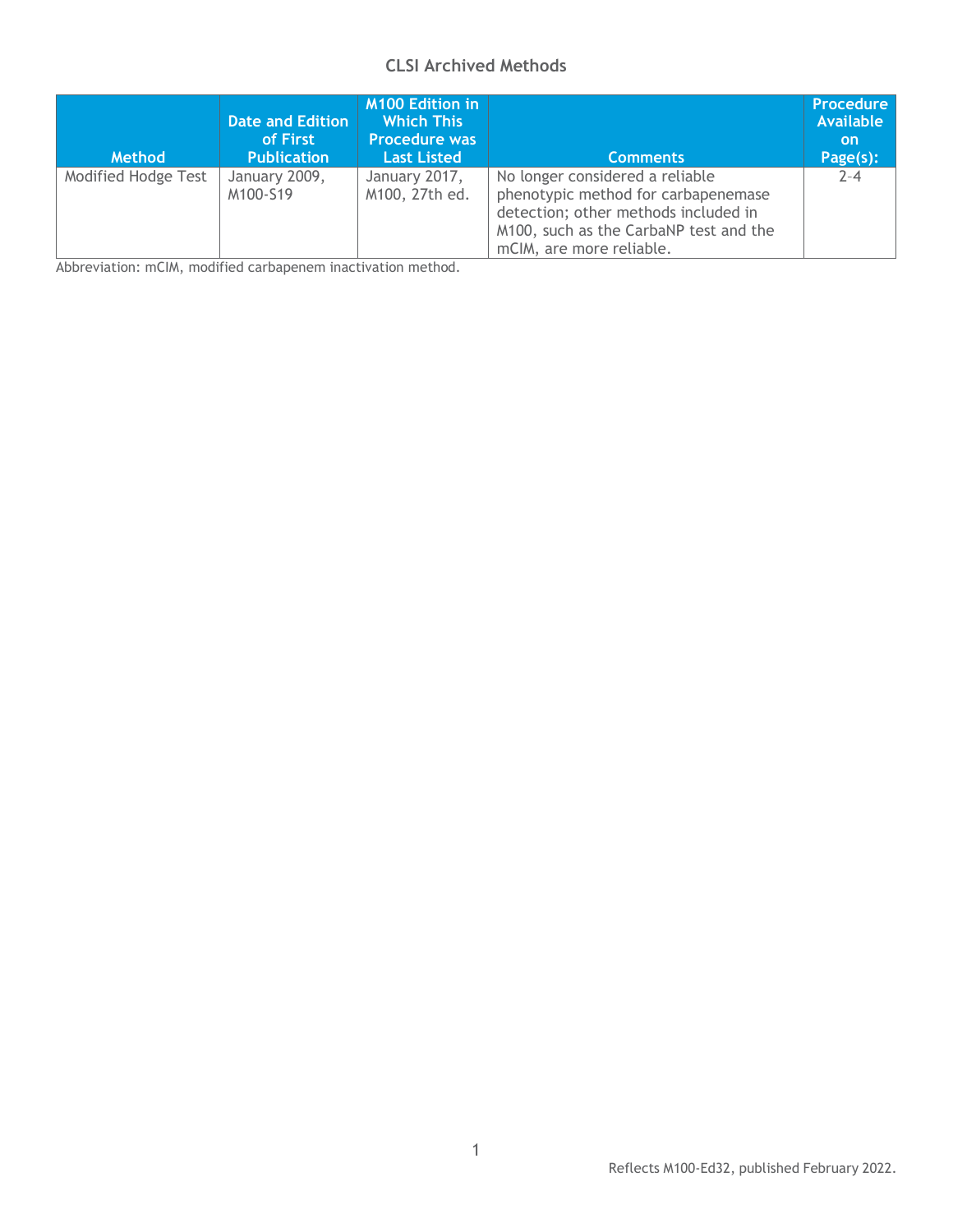## CLSI Archived Methods

| Method | Date and Edition of First Publication | M100 Edition in Which This Procedure was Last Listed | Comments | Procedure Available on Page(s): |
|---|---|---|---|---|
| Modified Hodge Test | January 2009, M100-S19 | January 2017, M100, 27th ed. | No longer considered a reliable phenotypic method for carbapenemase detection; other methods included in M100, such as the CarbaNP test and the mCIM, are more reliable. | 2–4 |

Abbreviation: mCIM, modified carbapenem inactivation method.

Reflects M100-Ed32, published February 2022.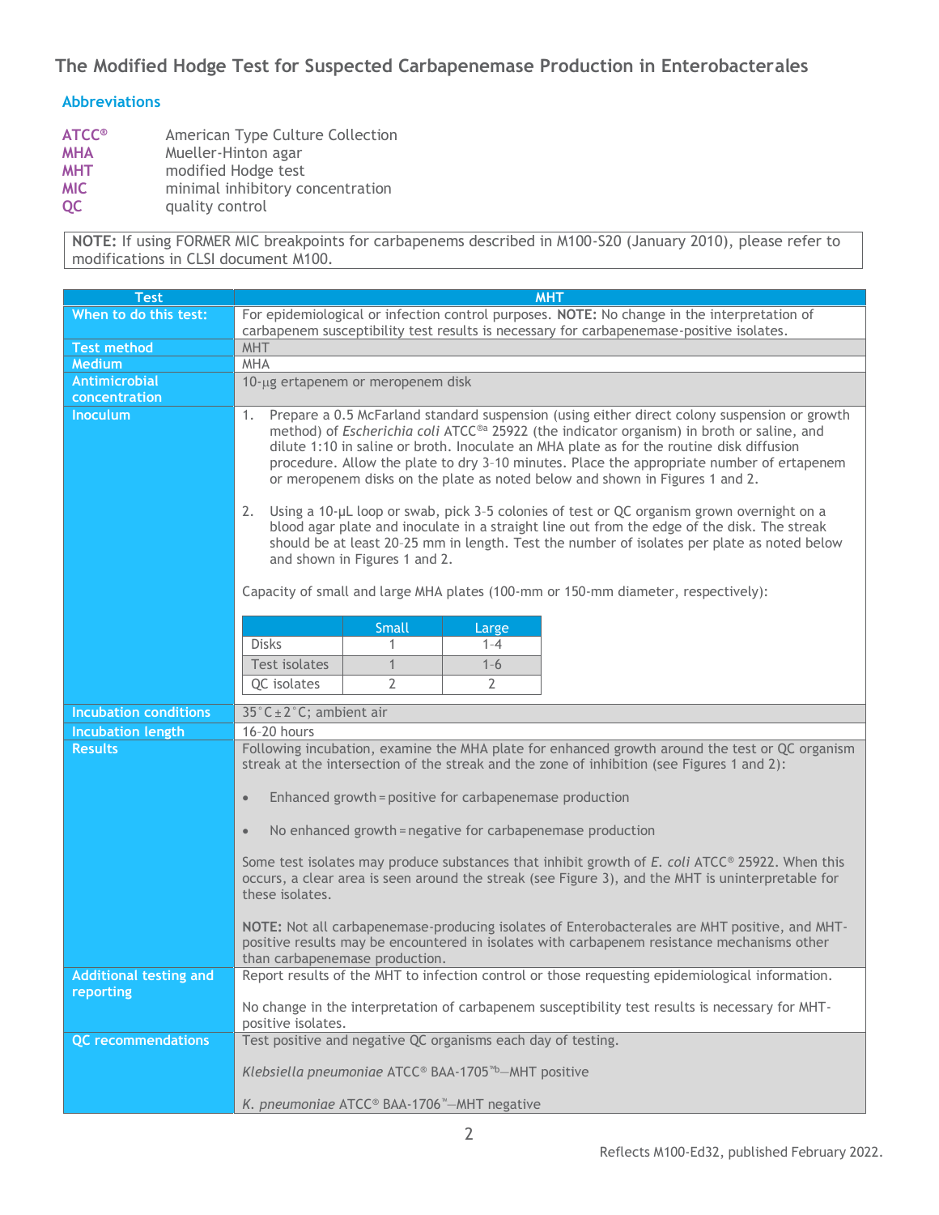## The Modified Hodge Test for Suspected Carbapenemase Production in Enterobacterales

### Abbreviations

**ATCC®** American Type Culture Collection
**MHA** Mueller-Hinton agar
**MHT** modified Hodge test
**MIC** minimal inhibitory concentration
**QC** quality control

> **NOTE:** If using FORMER MIC breakpoints for carbapenems described in M100-S20 (January 2010), please refer to modifications in CLSI document M100.

| Test | MHT |
|---|---|
| **When to do this test:** | For epidemiological or infection control purposes. **NOTE:** No change in the interpretation of carbapenem susceptibility test results is necessary for carbapenemase-positive isolates. |
| **Test method** | MHT |
| **Medium** | MHA |
| **Antimicrobial concentration** | 10-µg ertapenem or meropenem disk |
| **Inoculum** | 1. Prepare a 0.5 McFarland standard suspension (using either direct colony suspension or growth method) of *Escherichia coli* ATCC®[a] 25922 (the indicator organism) in broth or saline, and dilute 1:10 in saline or broth. Inoculate an MHA plate as for the routine disk diffusion procedure. Allow the plate to dry 3–10 minutes. Place the appropriate number of ertapenem or meropenem disks on the plate as noted below and shown in Figures 1 and 2.<br><br>2. Using a 10-µL loop or swab, pick 3–5 colonies of test or QC organism grown overnight on a blood agar plate and inoculate in a straight line out from the edge of the disk. The streak should be at least 20–25 mm in length. Test the number of isolates per plate as noted below and shown in Figures 1 and 2.<br><br>Capacity of small and large MHA plates (100-mm or 150-mm diameter, respectively):<br><br>Disks: Small 1; Large 1–4<br>Test isolates: Small 1; Large 1–6<br>QC isolates: Small 2; Large 2 |
| **Incubation conditions** | 35°C ± 2°C; ambient air |
| **Incubation length** | 16–20 hours |
| **Results** | Following incubation, examine the MHA plate for enhanced growth around the test or QC organism streak at the intersection of the streak and the zone of inhibition (see Figures 1 and 2):<br><br>• Enhanced growth = positive for carbapenemase production<br><br>• No enhanced growth = negative for carbapenemase production<br><br>Some test isolates may produce substances that inhibit growth of *E. coli* ATCC® 25922. When this occurs, a clear area is seen around the streak (see Figure 3), and the MHT is uninterpretable for these isolates.<br><br>**NOTE:** Not all carbapenemase-producing isolates of Enterobacterales are MHT positive, and MHT-positive results may be encountered in isolates with carbapenem resistance mechanisms other than carbapenemase production. |
| **Additional testing and reporting** | Report results of the MHT to infection control or those requesting epidemiological information.<br><br>No change in the interpretation of carbapenem susceptibility test results is necessary for MHT-positive isolates. |
| **QC recommendations** | Test positive and negative QC organisms each day of testing.<br><br>*Klebsiella pneumoniae* ATCC® BAA-1705™[b]—MHT positive<br><br>*K. pneumoniae* ATCC® BAA-1706™—MHT negative |

Capacity of small and large MHA plates:

| | Small | Large |
|---|---|---|
| Disks | 1 | 1–4 |
| Test isolates | 1 | 1–6 |
| QC isolates | 2 | 2 |

Reflects M100-Ed32, published February 2022.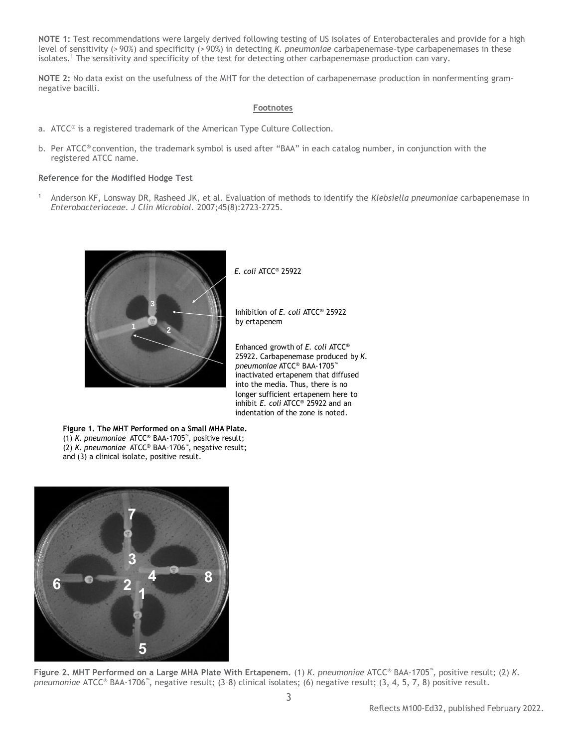**NOTE 1:** Test recommendations were largely derived following testing of US isolates of Enterobacterales and provide for a high level of sensitivity (> 90%) and specificity (> 90%) in detecting *K. pneumoniae* carbapenemase–type carbapenemases in these isolates.[1] The sensitivity and specificity of the test for detecting other carbapenemase production can vary.

**NOTE 2:** No data exist on the usefulness of the MHT for the detection of carbapenemase production in nonfermenting gram-negative bacilli.

## Footnotes

a. ATCC® is a registered trademark of the American Type Culture Collection.

b. Per ATCC® convention, the trademark symbol is used after "BAA" in each catalog number, in conjunction with the registered ATCC name.

**Reference for the Modified Hodge Test**

[1] Anderson KF, Lonsway DR, Rasheed JK, et al. Evaluation of methods to identify the *Klebsiella pneumoniae* carbapenemase in *Enterobacteriaceae*. *J Clin Microbiol*. 2007;45(8):2723-2725.

*E. coli* ATCC® 25922

Inhibition of *E. coli* ATCC® 25922 by ertapenem

Enhanced growth of *E. coli* ATCC® 25922. Carbapenemase produced by *K. pneumoniae* ATCC® BAA-1705™ inactivated ertapenem that diffused into the media. Thus, there is no longer sufficient ertapenem here to inhibit *E. coli* ATCC® 25922 and an indentation of the zone is noted.

**Figure 1. The MHT Performed on a Small MHA Plate.** (1) *K. pneumoniae* ATCC® BAA-1705™, positive result; (2) *K. pneumoniae* ATCC® BAA-1706™, negative result; and (3) a clinical isolate, positive result.

**Figure 2. MHT Performed on a Large MHA Plate With Ertapenem.** (1) *K. pneumoniae* ATCC® BAA-1705™, positive result; (2) *K. pneumoniae* ATCC® BAA-1706™, negative result; (3–8) clinical isolates; (6) negative result; (3, 4, 5, 7, 8) positive result.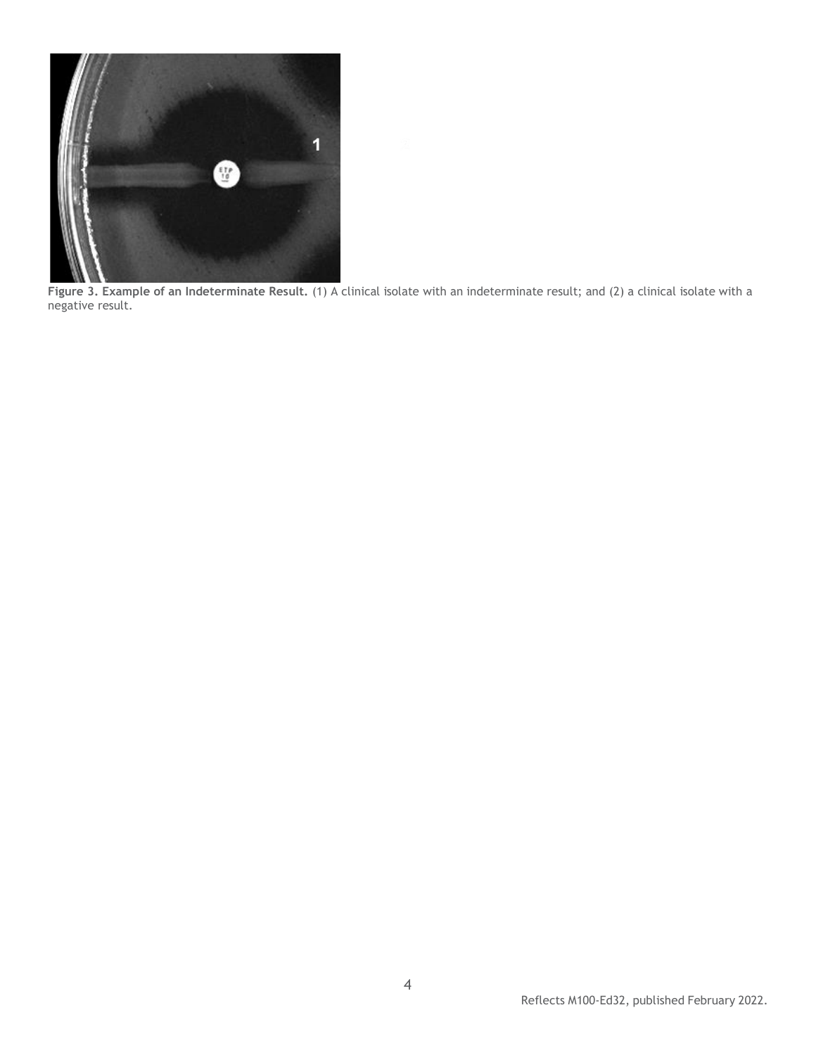**Figure 3. Example of an Indeterminate Result.** (1) A clinical isolate with an indeterminate result; and (2) a clinical isolate with a negative result.

Reflects M100-Ed32, published February 2022.